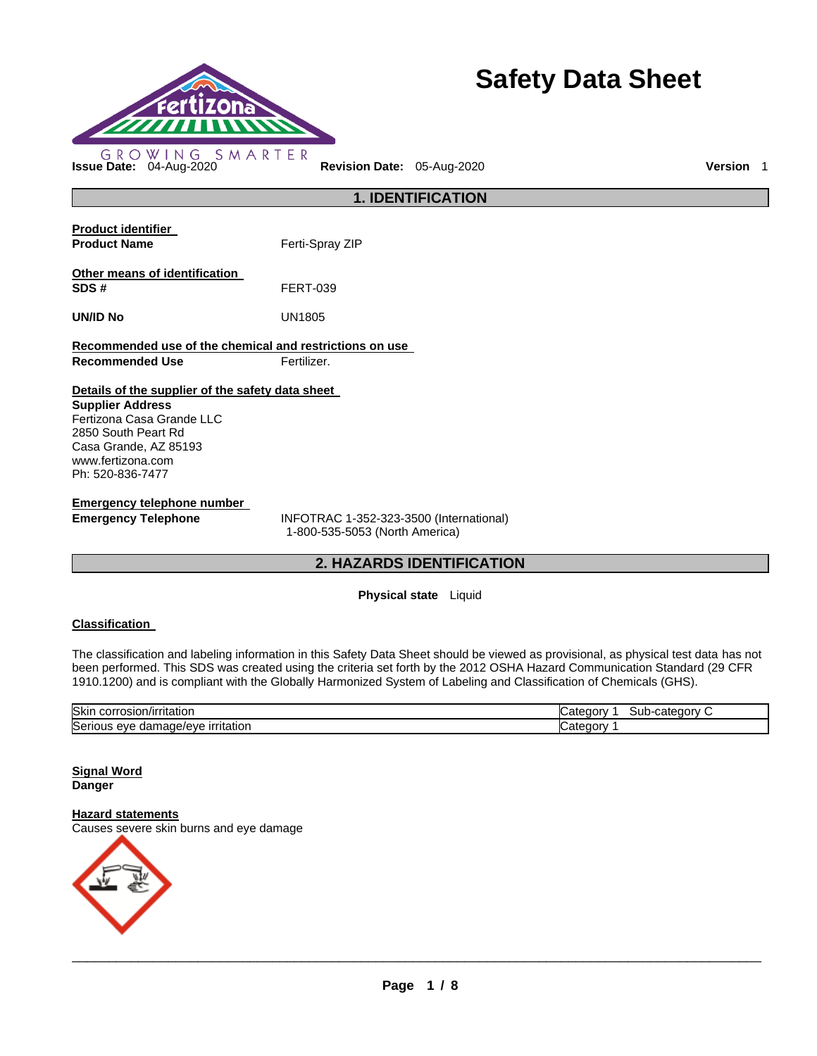# Safety Data Sheet

GROWING SMARTER

**Issue Date:** 04-Aug-2020 **Revision Date:** 05-Aug-2020 **Version** 1

## 1. IDENTIFICATION

**Product identifier**

**Product Name** Ferti-Spray ZIP

**Other means of identification**

**SDS #** FERT-039

**UN/ID No** UN1805

**Recommended use of the chemical and restrictions on use**

**Recommended Use** Fertilizer.

**Details of the supplier of the safety data sheet**

**Supplier Address**
Fertizona Casa Grande LLC
2850 South Peart Rd
Casa Grande, AZ 85193
www.fertizona.com
Ph: 520-836-7477

**Emergency telephone number**

**Emergency Telephone** INFOTRAC 1-352-323-3500 (International)
1-800-535-5053 (North America)

## 2. HAZARDS IDENTIFICATION

**Physical state** Liquid

**Classification**

The classification and labeling information in this Safety Data Sheet should be viewed as provisional, as physical test data has not been performed. This SDS was created using the criteria set forth by the 2012 OSHA Hazard Communication Standard (29 CFR 1910.1200) and is compliant with the Globally Harmonized System of Labeling and Classification of Chemicals (GHS).

| | |
|---|---|
| Skin corrosion/irritation | Category 1 Sub-category C |
| Serious eye damage/eye irritation | Category 1 |

**Signal Word**
**Danger**

**Hazard statements**
Causes severe skin burns and eye damage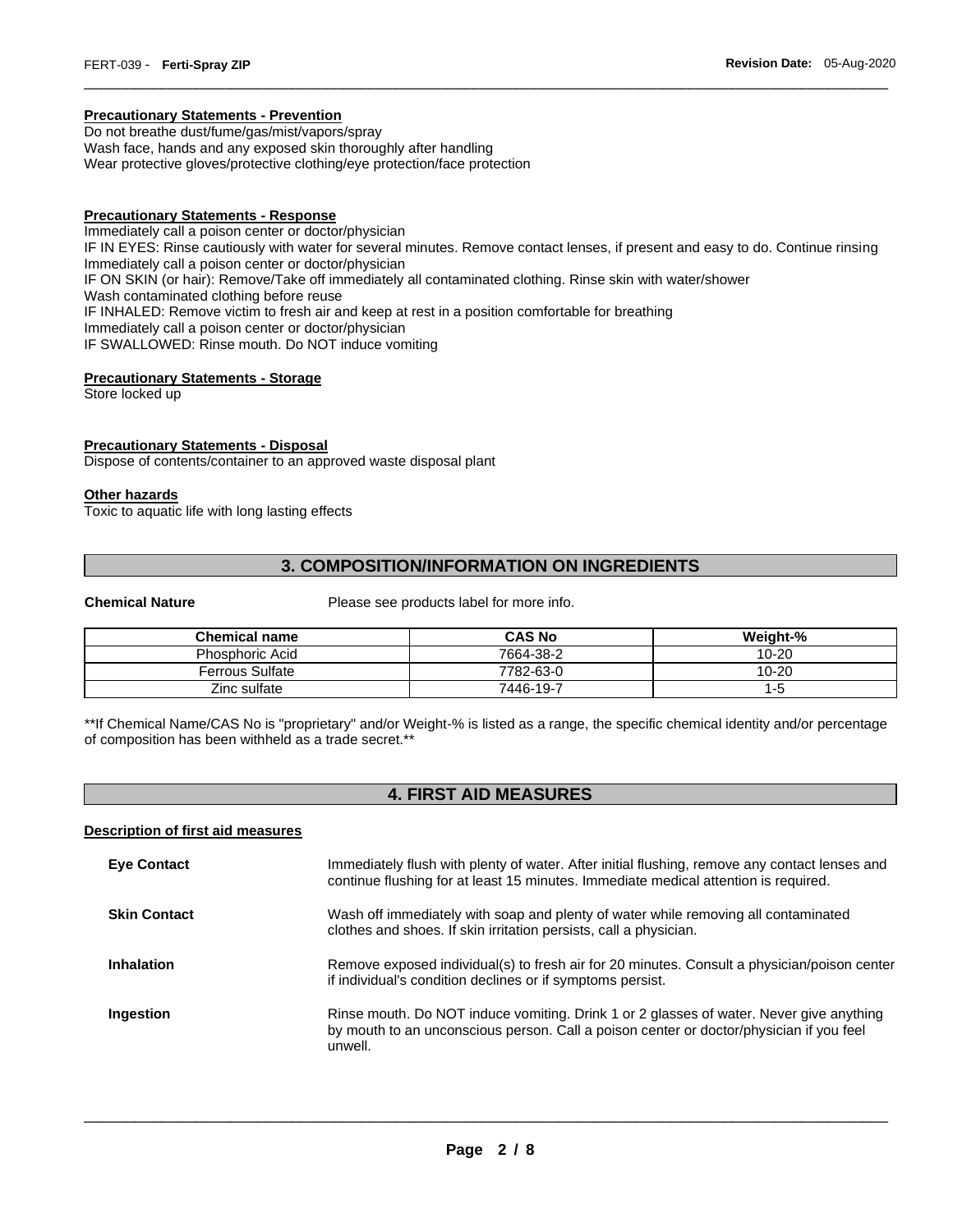#### Precautionary Statements - Prevention

Do not breathe dust/fume/gas/mist/vapors/spray
Wash face, hands and any exposed skin thoroughly after handling
Wear protective gloves/protective clothing/eye protection/face protection

#### Precautionary Statements - Response

Immediately call a poison center or doctor/physician
IF IN EYES: Rinse cautiously with water for several minutes. Remove contact lenses, if present and easy to do. Continue rinsing
Immediately call a poison center or doctor/physician
IF ON SKIN (or hair): Remove/Take off immediately all contaminated clothing. Rinse skin with water/shower
Wash contaminated clothing before reuse
IF INHALED: Remove victim to fresh air and keep at rest in a position comfortable for breathing
Immediately call a poison center or doctor/physician
IF SWALLOWED: Rinse mouth. Do NOT induce vomiting

#### Precautionary Statements - Storage

Store locked up

#### Precautionary Statements - Disposal

Dispose of contents/container to an approved waste disposal plant

#### Other hazards

Toxic to aquatic life with long lasting effects

## 3. COMPOSITION/INFORMATION ON INGREDIENTS

**Chemical Nature** Please see products label for more info.

| Chemical name | CAS No | Weight-% |
|---|---|---|
| Phosphoric Acid | 7664-38-2 | 10-20 |
| Ferrous Sulfate | 7782-63-0 | 10-20 |
| Zinc sulfate | 7446-19-7 | 1-5 |

**If Chemical Name/CAS No is "proprietary" and/or Weight-% is listed as a range, the specific chemical identity and/or percentage of composition has been withheld as a trade secret.**

## 4. FIRST AID MEASURES

#### Description of first aid measures

**Eye Contact** Immediately flush with plenty of water. After initial flushing, remove any contact lenses and continue flushing for at least 15 minutes. Immediate medical attention is required.

**Skin Contact** Wash off immediately with soap and plenty of water while removing all contaminated clothes and shoes. If skin irritation persists, call a physician.

**Inhalation** Remove exposed individual(s) to fresh air for 20 minutes. Consult a physician/poison center if individual's condition declines or if symptoms persist.

**Ingestion** Rinse mouth. Do NOT induce vomiting. Drink 1 or 2 glasses of water. Never give anything by mouth to an unconscious person. Call a poison center or doctor/physician if you feel unwell.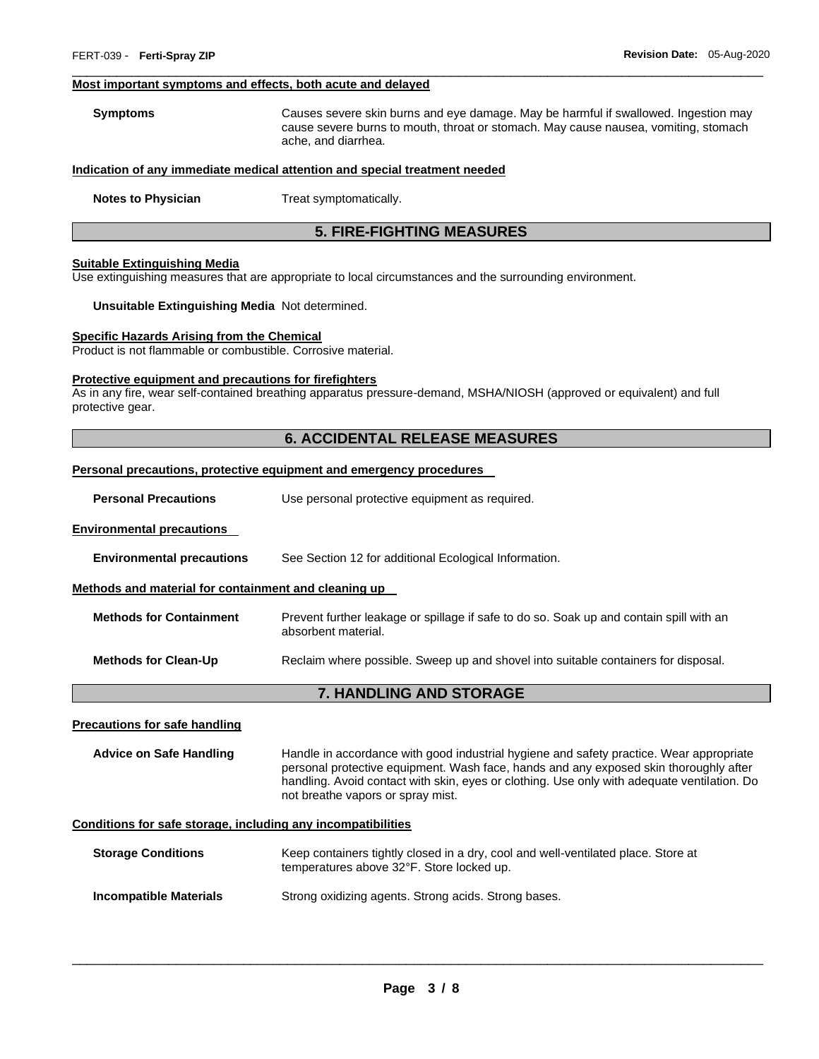#### Most important symptoms and effects, both acute and delayed

**Symptoms** Causes severe skin burns and eye damage. May be harmful if swallowed. Ingestion may cause severe burns to mouth, throat or stomach. May cause nausea, vomiting, stomach ache, and diarrhea.

#### Indication of any immediate medical attention and special treatment needed

**Notes to Physician** Treat symptomatically.

## 5. FIRE-FIGHTING MEASURES

#### Suitable Extinguishing Media

Use extinguishing measures that are appropriate to local circumstances and the surrounding environment.

**Unsuitable Extinguishing Media** Not determined.

#### Specific Hazards Arising from the Chemical

Product is not flammable or combustible. Corrosive material.

#### Protective equipment and precautions for firefighters

As in any fire, wear self-contained breathing apparatus pressure-demand, MSHA/NIOSH (approved or equivalent) and full protective gear.

## 6. ACCIDENTAL RELEASE MEASURES

#### Personal precautions, protective equipment and emergency procedures

**Personal Precautions** Use personal protective equipment as required.

#### Environmental precautions

**Environmental precautions** See Section 12 for additional Ecological Information.

#### Methods and material for containment and cleaning up

**Methods for Containment** Prevent further leakage or spillage if safe to do so. Soak up and contain spill with an absorbent material.

**Methods for Clean-Up** Reclaim where possible. Sweep up and shovel into suitable containers for disposal.

## 7. HANDLING AND STORAGE

#### Precautions for safe handling

**Advice on Safe Handling** Handle in accordance with good industrial hygiene and safety practice. Wear appropriate personal protective equipment. Wash face, hands and any exposed skin thoroughly after handling. Avoid contact with skin, eyes or clothing. Use only with adequate ventilation. Do not breathe vapors or spray mist.

#### Conditions for safe storage, including any incompatibilities

**Storage Conditions** Keep containers tightly closed in a dry, cool and well-ventilated place. Store at temperatures above 32°F. Store locked up.

**Incompatible Materials** Strong oxidizing agents. Strong acids. Strong bases.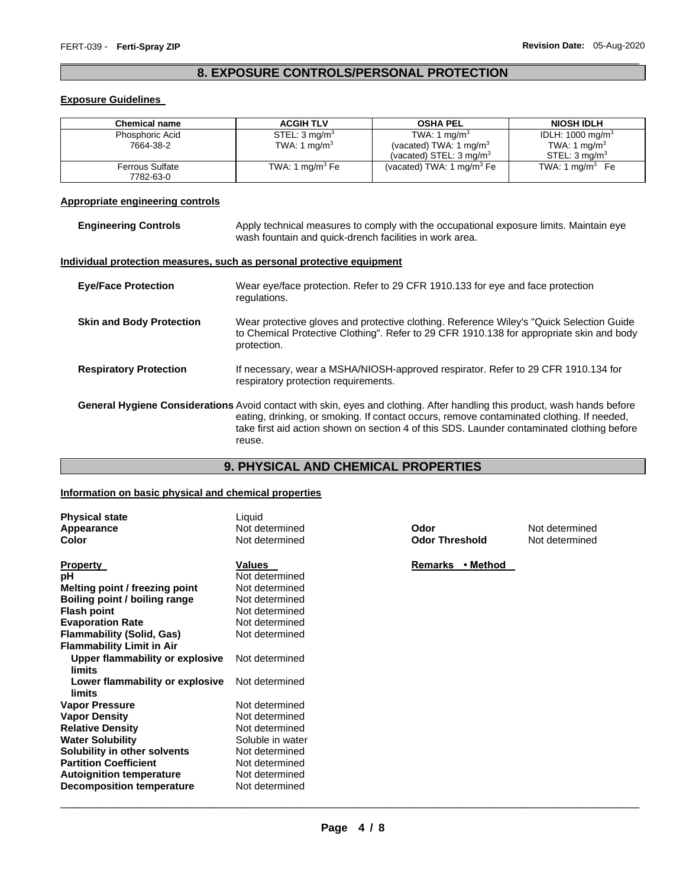## 8. EXPOSURE CONTROLS/PERSONAL PROTECTION

### Exposure Guidelines

| Chemical name | ACGIH TLV | OSHA PEL | NIOSH IDLH |
|---|---|---|---|
| Phosphoric Acid<br>7664-38-2 | STEL: 3 $mg/m^3$<br>TWA: 1 $mg/m^3$ | TWA: 1 $mg/m^3$<br>(vacated) TWA: 1 $mg/m^3$<br>(vacated) STEL: 3 $mg/m^3$ | IDLH: 1000 $mg/m^3$<br>TWA: 1 $mg/m^3$<br>STEL: 3 $mg/m^3$ |
| Ferrous Sulfate<br>7782-63-0 | TWA: 1 $mg/m^3$ Fe | (vacated) TWA: 1 $mg/m^3$ Fe | TWA: 1 $mg/m^3$ Fe |

### Appropriate engineering controls

**Engineering Controls** Apply technical measures to comply with the occupational exposure limits. Maintain eye wash fountain and quick-drench facilities in work area.

### Individual protection measures, such as personal protective equipment

**Eye/Face Protection** Wear eye/face protection. Refer to 29 CFR 1910.133 for eye and face protection regulations.

**Skin and Body Protection** Wear protective gloves and protective clothing. Reference Wiley's "Quick Selection Guide to Chemical Protective Clothing". Refer to 29 CFR 1910.138 for appropriate skin and body protection.

**Respiratory Protection** If necessary, wear a MSHA/NIOSH-approved respirator. Refer to 29 CFR 1910.134 for respiratory protection requirements.

**General Hygiene Considerations** Avoid contact with skin, eyes and clothing. After handling this product, wash hands before eating, drinking, or smoking. If contact occurs, remove contaminated clothing. If needed, take first aid action shown on section 4 of this SDS. Launder contaminated clothing before reuse.

## 9. PHYSICAL AND CHEMICAL PROPERTIES

### Information on basic physical and chemical properties

**Physical state** Liquid
**Appearance** Not determined
**Color** Not determined
**Odor** Not determined
**Odor Threshold** Not determined

| Property | Values | Remarks • Method |
|---|---|---|
| **pH** | Not determined | |
| **Melting point / freezing point** | Not determined | |
| **Boiling point / boiling range** | Not determined | |
| **Flash point** | Not determined | |
| **Evaporation Rate** | Not determined | |
| **Flammability (Solid, Gas)** | Not determined | |
| **Flammability Limit in Air** | | |
| **Upper flammability or explosive limits** | Not determined | |
| **Lower flammability or explosive limits** | Not determined | |
| **Vapor Pressure** | Not determined | |
| **Vapor Density** | Not determined | |
| **Relative Density** | Not determined | |
| **Water Solubility** | Soluble in water | |
| **Solubility in other solvents** | Not determined | |
| **Partition Coefficient** | Not determined | |
| **Autoignition temperature** | Not determined | |
| **Decomposition temperature** | Not determined | |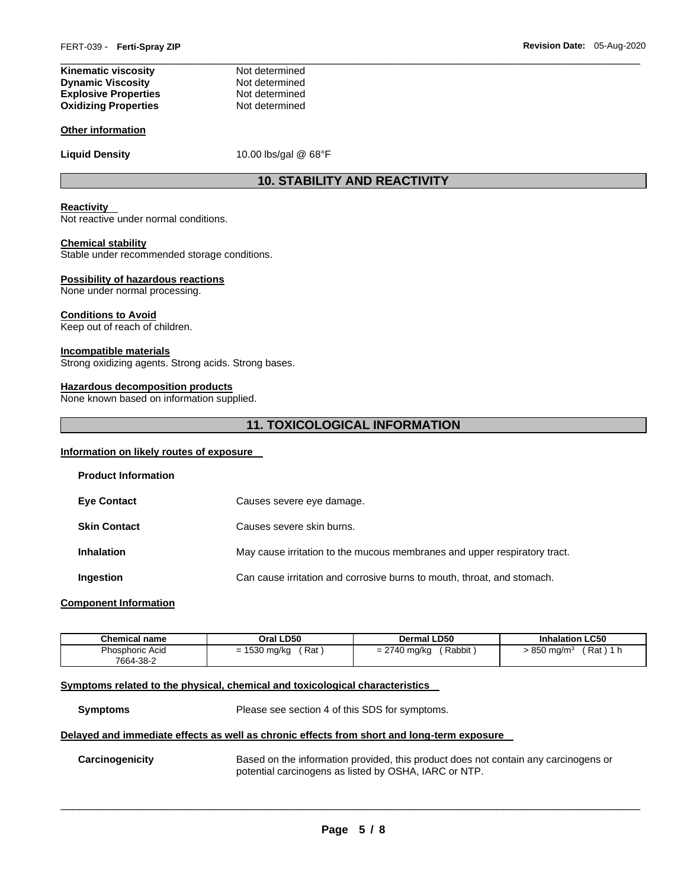| | |
|---|---|
| **Kinematic viscosity** | Not determined |
| **Dynamic Viscosity** | Not determined |
| **Explosive Properties** | Not determined |
| **Oxidizing Properties** | Not determined |

**Other information**

**Liquid Density** 10.00 lbs/gal @ 68°F

## 10. STABILITY AND REACTIVITY

**Reactivity**
Not reactive under normal conditions.

**Chemical stability**
Stable under recommended storage conditions.

**Possibility of hazardous reactions**
None under normal processing.

**Conditions to Avoid**
Keep out of reach of children.

**Incompatible materials**
Strong oxidizing agents. Strong acids. Strong bases.

**Hazardous decomposition products**
None known based on information supplied.

## 11. TOXICOLOGICAL INFORMATION

**Information on likely routes of exposure**

**Product Information**

| | |
|---|---|
| **Eye Contact** | Causes severe eye damage. |
| **Skin Contact** | Causes severe skin burns. |
| **Inhalation** | May cause irritation to the mucous membranes and upper respiratory tract. |
| **Ingestion** | Can cause irritation and corrosive burns to mouth, throat, and stomach. |

**Component Information**

| Chemical name | Oral LD50 | Dermal LD50 | Inhalation LC50 |
|---|---|---|---|
| Phosphoric Acid 7664-38-2 | = 1530 mg/kg ( Rat ) | = 2740 mg/kg ( Rabbit ) | > 850 mg/m$^3$ ( Rat ) 1 h |

**Symptoms related to the physical, chemical and toxicological characteristics**

**Symptoms** Please see section 4 of this SDS for symptoms.

**Delayed and immediate effects as well as chronic effects from short and long-term exposure**

**Carcinogenicity** Based on the information provided, this product does not contain any carcinogens or potential carcinogens as listed by OSHA, IARC or NTP.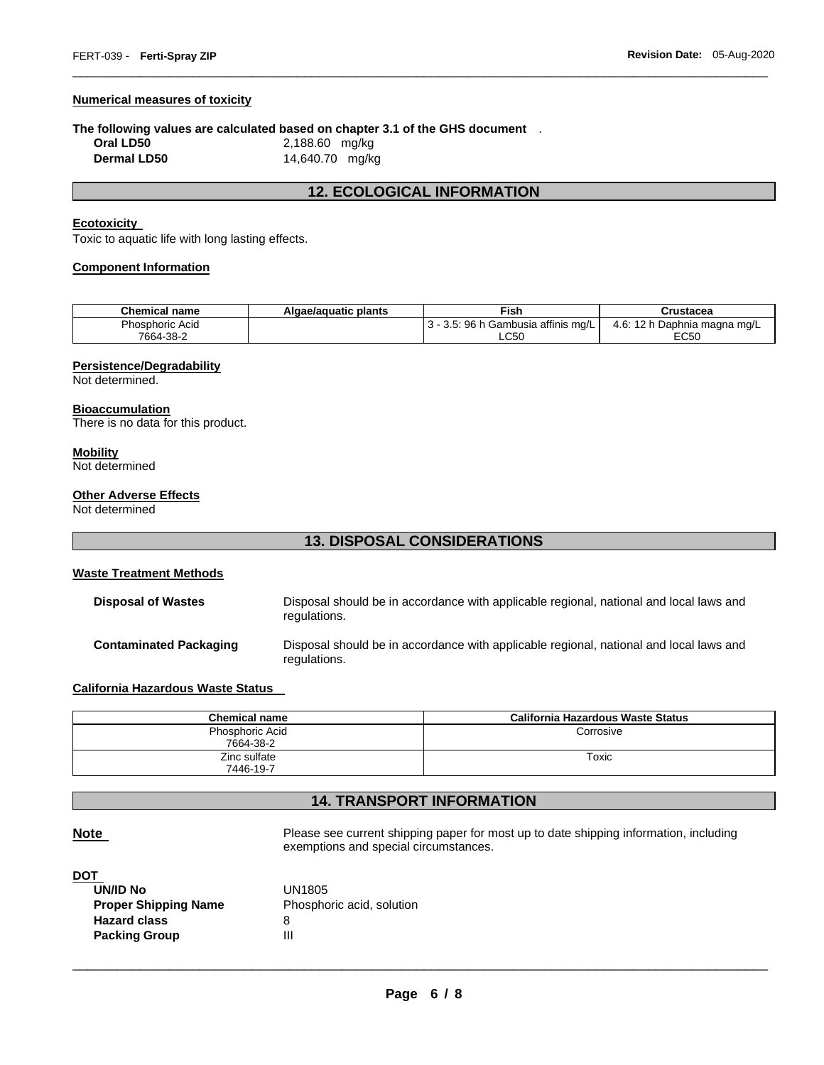**Numerical measures of toxicity**

**The following values are calculated based on chapter 3.1 of the GHS document** .

| | |
|---|---|
| **Oral LD50** | 2,188.60 mg/kg |
| **Dermal LD50** | 14,640.70 mg/kg |

## 12. ECOLOGICAL INFORMATION

**Ecotoxicity**

Toxic to aquatic life with long lasting effects.

**Component Information**

| Chemical name | Algae/aquatic plants | Fish | Crustacea |
|---|---|---|---|
| Phosphoric Acid 7664-38-2 | | 3 - 3.5: 96 h Gambusia affinis mg/L LC50 | 4.6: 12 h Daphnia magna mg/L EC50 |

**Persistence/Degradability**

Not determined.

**Bioaccumulation**

There is no data for this product.

**Mobility**

Not determined

**Other Adverse Effects**

Not determined

## 13. DISPOSAL CONSIDERATIONS

**Waste Treatment Methods**

| | |
|---|---|
| **Disposal of Wastes** | Disposal should be in accordance with applicable regional, national and local laws and regulations. |
| **Contaminated Packaging** | Disposal should be in accordance with applicable regional, national and local laws and regulations. |

**California Hazardous Waste Status**

| Chemical name | California Hazardous Waste Status |
|---|---|
| Phosphoric Acid 7664-38-2 | Corrosive |
| Zinc sulfate 7446-19-7 | Toxic |

## 14. TRANSPORT INFORMATION

**Note** Please see current shipping paper for most up to date shipping information, including exemptions and special circumstances.

**DOT**

| | |
|---|---|
| **UN/ID No** | UN1805 |
| **Proper Shipping Name** | Phosphoric acid, solution |
| **Hazard class** | 8 |
| **Packing Group** | III |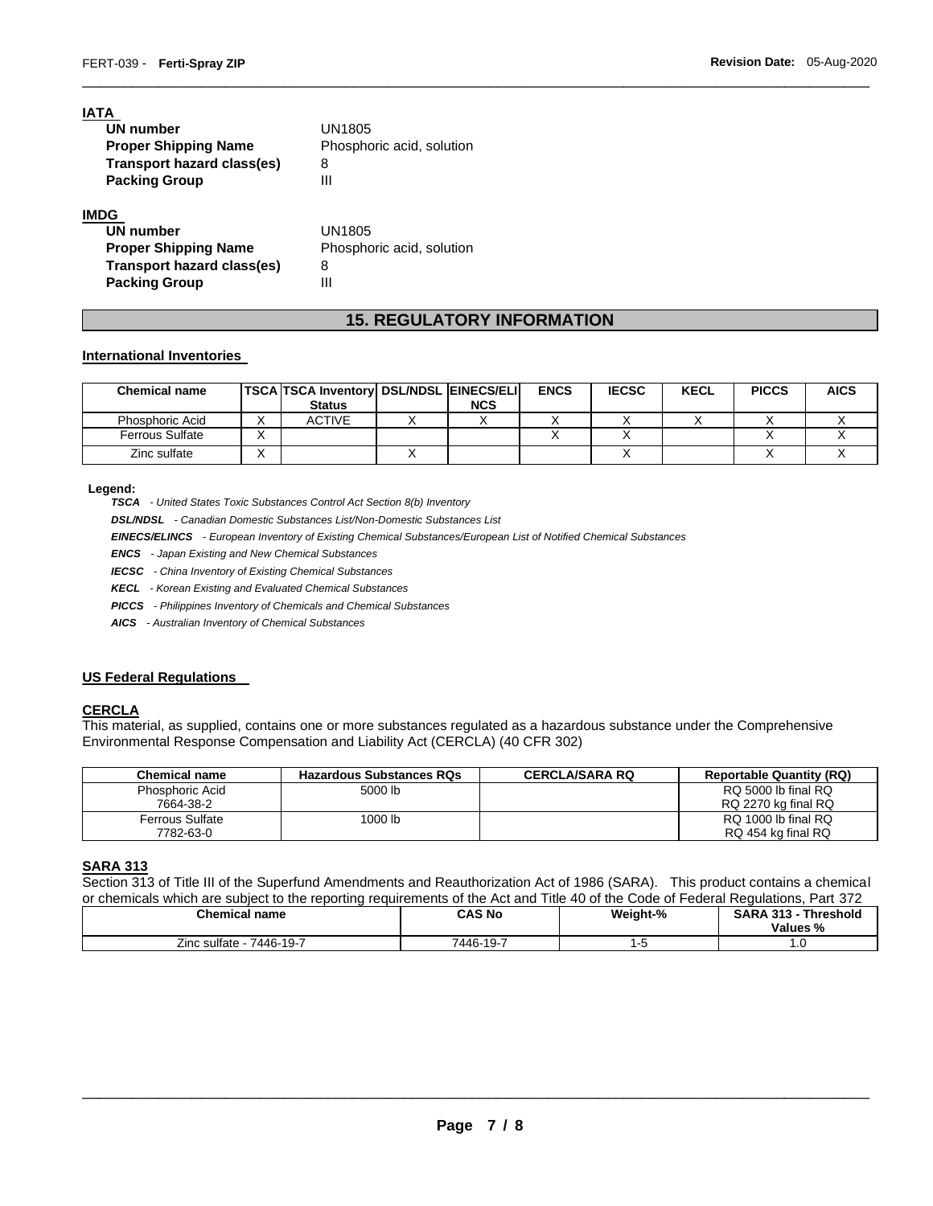**IATA**

| | |
|---|---|
| **UN number** | UN1805 |
| **Proper Shipping Name** | Phosphoric acid, solution |
| **Transport hazard class(es)** | 8 |
| **Packing Group** | III |

**IMDG**

| | |
|---|---|
| **UN number** | UN1805 |
| **Proper Shipping Name** | Phosphoric acid, solution |
| **Transport hazard class(es)** | 8 |
| **Packing Group** | III |

## 15. REGULATORY INFORMATION

**International Inventories**

| Chemical name | TSCA | TSCA Inventory Status | DSL/NDSL | EINECS/ELINCS | ENCS | IECSC | KECL | PICCS | AICS |
|---|---|---|---|---|---|---|---|---|---|
| Phosphoric Acid | X | ACTIVE | X | X | X | X | X | X | X |
| Ferrous Sulfate | X | | | | X | X | | X | X |
| Zinc sulfate | X | | X | | | X | | X | X |

**Legend:**

***TSCA*** *- United States Toxic Substances Control Act Section 8(b) Inventory*

***DSL/NDSL*** *- Canadian Domestic Substances List/Non-Domestic Substances List*

***EINECS/ELINCS*** *- European Inventory of Existing Chemical Substances/European List of Notified Chemical Substances*

***ENCS*** *- Japan Existing and New Chemical Substances*

***IECSC*** *- China Inventory of Existing Chemical Substances*

***KECL*** *- Korean Existing and Evaluated Chemical Substances*

***PICCS*** *- Philippines Inventory of Chemicals and Chemical Substances*

***AICS*** *- Australian Inventory of Chemical Substances*

**US Federal Regulations**

**CERCLA**

This material, as supplied, contains one or more substances regulated as a hazardous substance under the Comprehensive Environmental Response Compensation and Liability Act (CERCLA) (40 CFR 302)

| Chemical name | Hazardous Substances RQs | CERCLA/SARA RQ | Reportable Quantity (RQ) |
|---|---|---|---|
| Phosphoric Acid 7664-38-2 | 5000 lb | | RQ 5000 lb final RQ RQ 2270 kg final RQ |
| Ferrous Sulfate 7782-63-0 | 1000 lb | | RQ 1000 lb final RQ RQ 454 kg final RQ |

**SARA 313**

Section 313 of Title III of the Superfund Amendments and Reauthorization Act of 1986 (SARA). This product contains a chemical or chemicals which are subject to the reporting requirements of the Act and Title 40 of the Code of Federal Regulations, Part 372

| Chemical name | CAS No | Weight-% | SARA 313 - Threshold Values % |
|---|---|---|---|
| Zinc sulfate - 7446-19-7 | 7446-19-7 | 1-5 | 1.0 |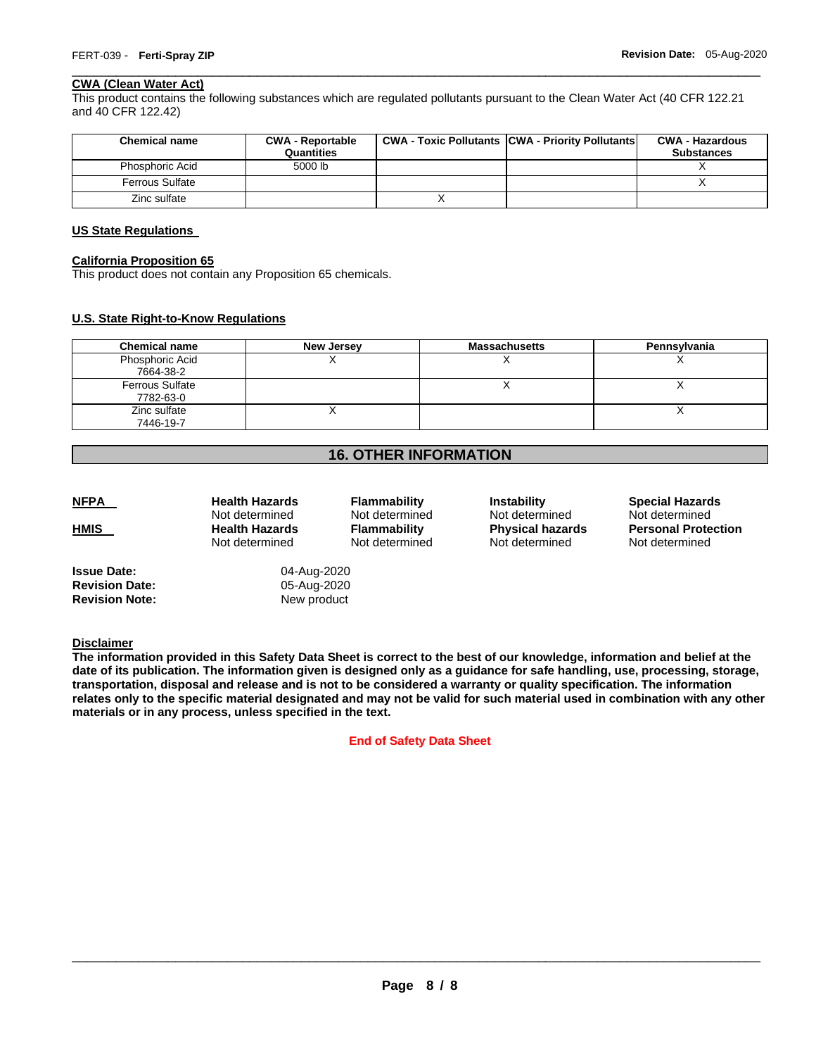**CWA (Clean Water Act)**

This product contains the following substances which are regulated pollutants pursuant to the Clean Water Act (40 CFR 122.21 and 40 CFR 122.42)

| Chemical name | CWA - Reportable Quantities | CWA - Toxic Pollutants | CWA - Priority Pollutants | CWA - Hazardous Substances |
|---|---|---|---|---|
| Phosphoric Acid | 5000 lb | | | X |
| Ferrous Sulfate | | | | X |
| Zinc sulfate | | X | | |

**US State Regulations**

**California Proposition 65**

This product does not contain any Proposition 65 chemicals.

**U.S. State Right-to-Know Regulations**

| Chemical name | New Jersey | Massachusetts | Pennsylvania |
|---|---|---|---|
| Phosphoric Acid 7664-38-2 | X | X | X |
| Ferrous Sulfate 7782-63-0 | | X | X |
| Zinc sulfate 7446-19-7 | X | | X |

## 16. OTHER INFORMATION

| | | | | |
|---|---|---|---|---|
| **NFPA** | **Health Hazards** Not determined | **Flammability** Not determined | **Instability** Not determined | **Special Hazards** Not determined |
| **HMIS** | **Health Hazards** Not determined | **Flammability** Not determined | **Physical hazards** Not determined | **Personal Protection** Not determined |

**Issue Date:** 04-Aug-2020
**Revision Date:** 05-Aug-2020
**Revision Note:** New product

**Disclaimer**

**The information provided in this Safety Data Sheet is correct to the best of our knowledge, information and belief at the date of its publication. The information given is designed only as a guidance for safe handling, use, processing, storage, transportation, disposal and release and is not to be considered a warranty or quality specification. The information relates only to the specific material designated and may not be valid for such material used in combination with any other materials or in any process, unless specified in the text.**

**End of Safety Data Sheet**